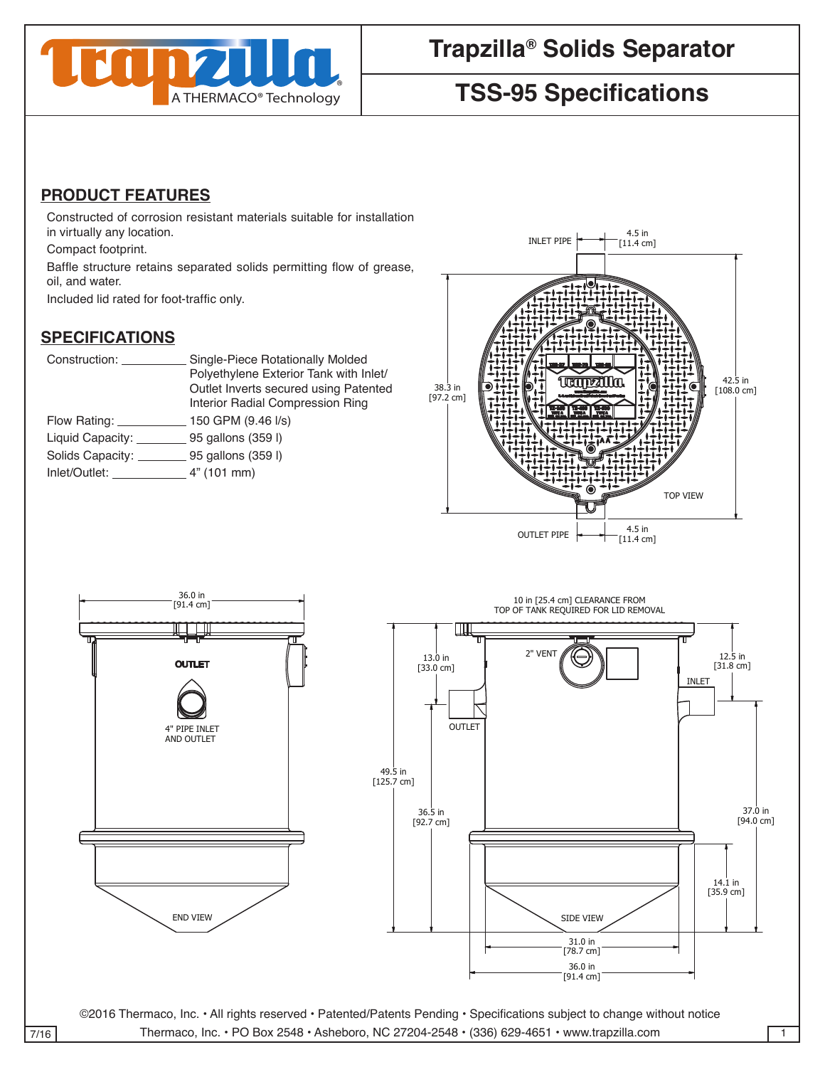# Trapzilla® Solids Separator

## TSS-95 Specifications

## PRODUCT FEATURES

Constructed of corrosion resistant materials suitable for installation in virtually any location.

Compact footprint.

Baffle structure retains separated solids permitting flow of grease, oil, and water.

Included lid rated for foot-traffic only.

## SPECIFICATIONS

| | |
|---|---|
| Construction: | Single-Piece Rotationally Molded Polyethylene Exterior Tank with Inlet/Outlet Inverts secured using Patented Interior Radial Compression Ring |
| Flow Rating: | 150 GPM (9.46 l/s) |
| Liquid Capacity: | 95 gallons (359 l) |
| Solids Capacity: | 95 gallons (359 l) |
| Inlet/Outlet: | 4" (101 mm) |

©2016 Thermaco, Inc. • All rights reserved • Patented/Patents Pending • Specifications subject to change without notice

Thermaco, Inc. • PO Box 2548 • Asheboro, NC 27204-2548 • (336) 629-4651 • www.trapzilla.com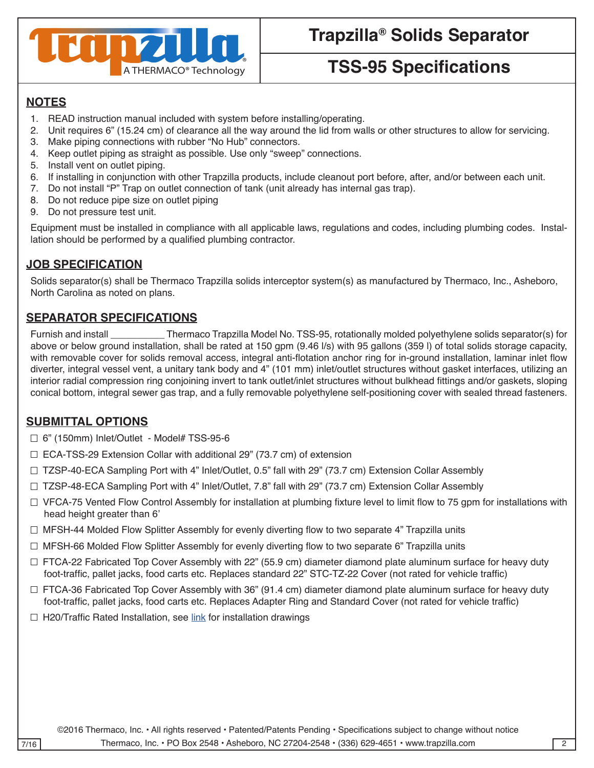# Trapzilla® Solids Separator

## TSS-95 Specifications

## NOTES

1. READ instruction manual included with system before installing/operating.
2. Unit requires 6" (15.24 cm) of clearance all the way around the lid from walls or other structures to allow for servicing.
3. Make piping connections with rubber "No Hub" connectors.
4. Keep outlet piping as straight as possible. Use only "sweep" connections.
5. Install vent on outlet piping.
6. If installing in conjunction with other Trapzilla products, include cleanout port before, after, and/or between each unit.
7. Do not install "P" Trap on outlet connection of tank (unit already has internal gas trap).
8. Do not reduce pipe size on outlet piping
9. Do not pressure test unit.

Equipment must be installed in compliance with all applicable laws, regulations and codes, including plumbing codes. Installation should be performed by a qualified plumbing contractor.

## JOB SPECIFICATION

Solids separator(s) shall be Thermaco Trapzilla solids interceptor system(s) as manufactured by Thermaco, Inc., Asheboro, North Carolina as noted on plans.

## SEPARATOR SPECIFICATIONS

Furnish and install __________ Thermaco Trapzilla Model No. TSS-95, rotationally molded polyethylene solids separator(s) for above or below ground installation, shall be rated at 150 gpm (9.46 l/s) with 95 gallons (359 l) of total solids storage capacity, with removable cover for solids removal access, integral anti-flotation anchor ring for in-ground installation, laminar inlet flow diverter, integral vessel vent, a unitary tank body and 4" (101 mm) inlet/outlet structures without gasket interfaces, utilizing an interior radial compression ring conjoining invert to tank outlet/inlet structures without bulkhead fittings and/or gaskets, sloping conical bottom, integral sewer gas trap, and a fully removable polyethylene self-positioning cover with sealed thread fasteners.

## SUBMITTAL OPTIONS

- ☐ 6" (150mm) Inlet/Outlet - Model# TSS-95-6
- ☐ ECA-TSS-29 Extension Collar with additional 29" (73.7 cm) of extension
- ☐ TZSP-40-ECA Sampling Port with 4" Inlet/Outlet, 0.5" fall with 29" (73.7 cm) Extension Collar Assembly
- ☐ TZSP-48-ECA Sampling Port with 4" Inlet/Outlet, 7.8" fall with 29" (73.7 cm) Extension Collar Assembly
- ☐ VFCA-75 Vented Flow Control Assembly for installation at plumbing fixture level to limit flow to 75 gpm for installations with head height greater than 6'
- ☐ MFSH-44 Molded Flow Splitter Assembly for evenly diverting flow to two separate 4" Trapzilla units
- ☐ MFSH-66 Molded Flow Splitter Assembly for evenly diverting flow to two separate 6" Trapzilla units
- ☐ FTCA-22 Fabricated Top Cover Assembly with 22" (55.9 cm) diameter diamond plate aluminum surface for heavy duty foot-traffic, pallet jacks, food carts etc. Replaces standard 22" STC-TZ-22 Cover (not rated for vehicle traffic)
- ☐ FTCA-36 Fabricated Top Cover Assembly with 36" (91.4 cm) diameter diamond plate aluminum surface for heavy duty foot-traffic, pallet jacks, food carts etc. Replaces Adapter Ring and Standard Cover (not rated for vehicle traffic)
- ☐ H20/Traffic Rated Installation, see link for installation drawings

©2016 Thermaco, Inc. • All rights reserved • Patented/Patents Pending • Specifications subject to change without notice
Thermaco, Inc. • PO Box 2548 • Asheboro, NC 27204-2548 • (336) 629-4651 • www.trapzilla.com